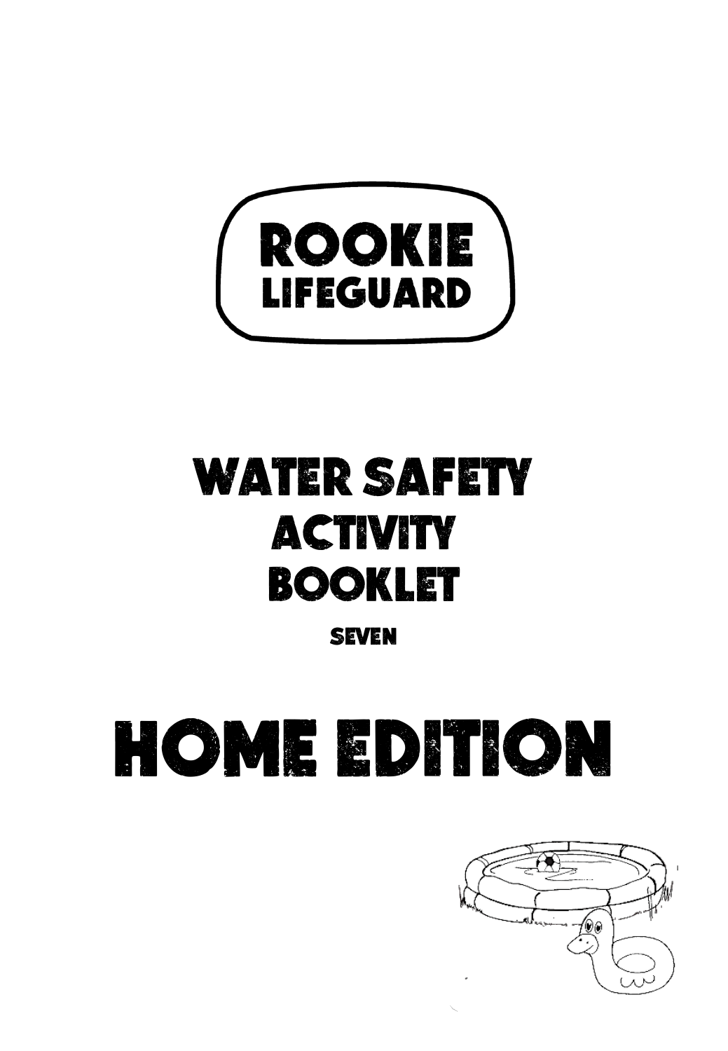# ROOKIE LIFEGUARD

# WATER SAFETY ACTIVITY BOOKLET

## SEVEN

# HOME EDITION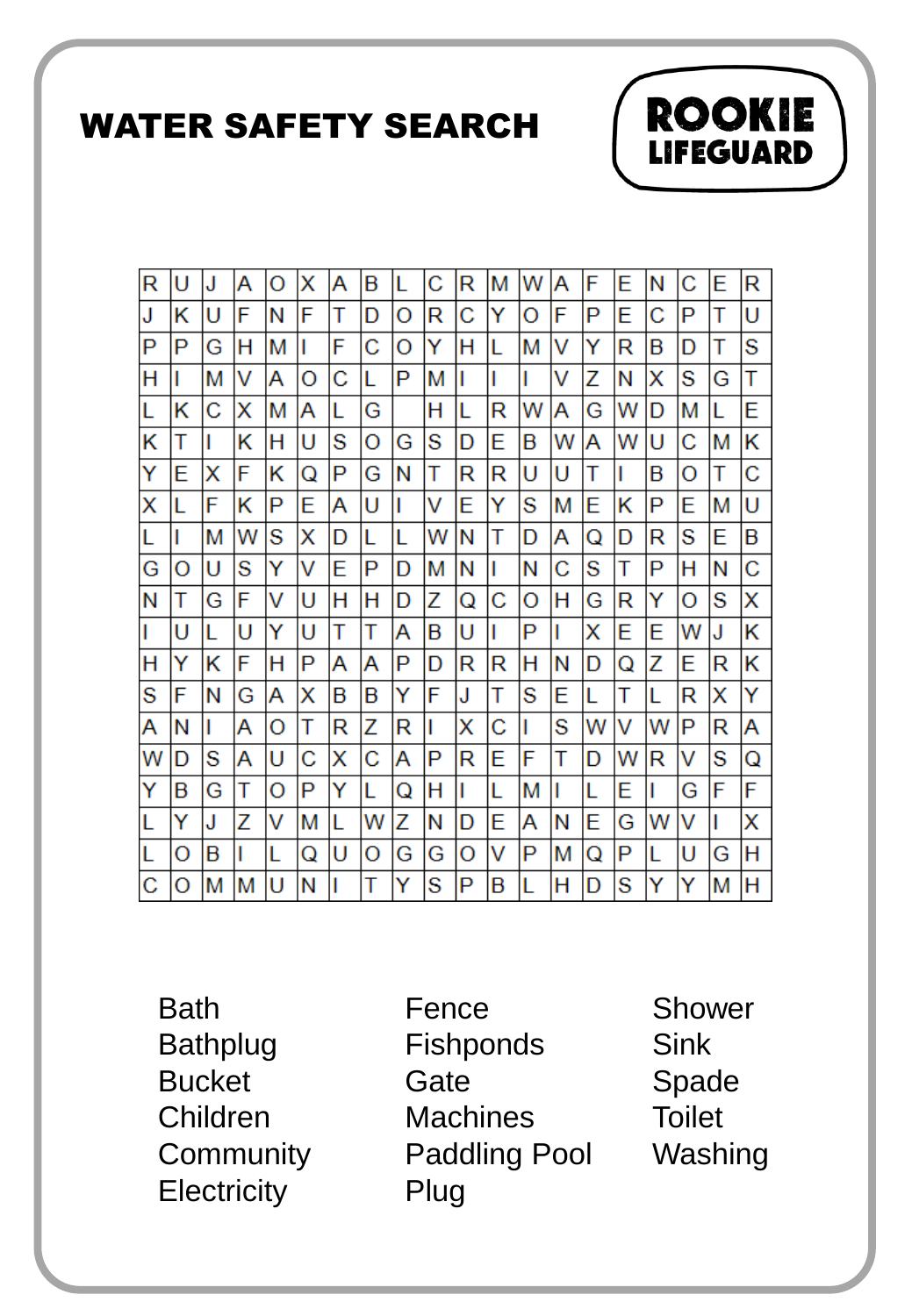# WATER SAFETY SEARCH

**ROOKIE LIFEGUARD**

| | | | | | | | | | | | | | | | | | | | |
|---|---|---|---|---|---|---|---|---|---|---|---|---|---|---|---|---|---|---|---|
| R | U | J | A | O | X | A | B | L | C | R | M | W | A | F | E | N | C | E | R |
| J | K | U | F | N | F | T | D | O | R | C | Y | O | F | P | E | C | P | T | U |
| P | P | G | H | M | I | F | C | O | Y | H | L | M | V | Y | R | B | D | T | S |
| H | I | M | V | A | O | C | L | P | M | I | I | I | V | Z | N | X | S | G | T |
| L | K | C | X | M | A | L | G | | H | L | R | W | A | G | W | D | M | L | E |
| K | T | I | K | H | U | S | O | G | S | D | E | B | W | A | W | U | C | M | K |
| Y | E | X | F | K | Q | P | G | N | T | R | R | U | U | T | I | B | O | T | C |
| X | L | F | K | P | E | A | U | I | V | E | Y | S | M | E | K | P | E | M | U |
| L | I | M | W | S | X | D | L | L | W | N | T | D | A | Q | D | R | S | E | B |
| G | O | U | S | Y | V | E | P | D | M | N | I | N | C | S | T | P | H | N | C |
| N | T | G | F | V | U | H | H | D | Z | Q | C | O | H | G | R | Y | O | S | X |
| I | U | L | U | Y | U | T | T | A | B | U | I | P | I | X | E | E | W | J | K |
| H | Y | K | F | H | P | A | A | P | D | R | R | H | N | D | Q | Z | E | R | K |
| S | F | N | G | A | X | B | B | Y | F | J | T | S | E | L | T | L | R | X | Y |
| A | N | I | A | O | T | R | Z | R | I | X | C | I | S | W | V | W | P | R | A |
| W | D | S | A | U | C | X | C | A | P | R | E | F | T | D | W | R | V | S | Q |
| Y | B | G | T | O | P | Y | L | Q | H | I | L | M | I | L | E | I | G | F | F |
| L | Y | J | Z | V | M | L | W | Z | N | D | E | A | N | E | G | W | V | I | X |
| L | O | B | I | L | Q | U | O | G | G | O | V | P | M | Q | P | L | U | G | H |
| C | O | M | M | U | N | I | T | Y | S | P | B | L | H | D | S | Y | Y | M | H |

- Bath
- Bathplug
- Bucket
- Children
- Community
- Electricity
- Fence
- Fishponds
- Gate
- Machines
- Paddling Pool
- Plug
- Shower
- Sink
- Spade
- Toilet
- Washing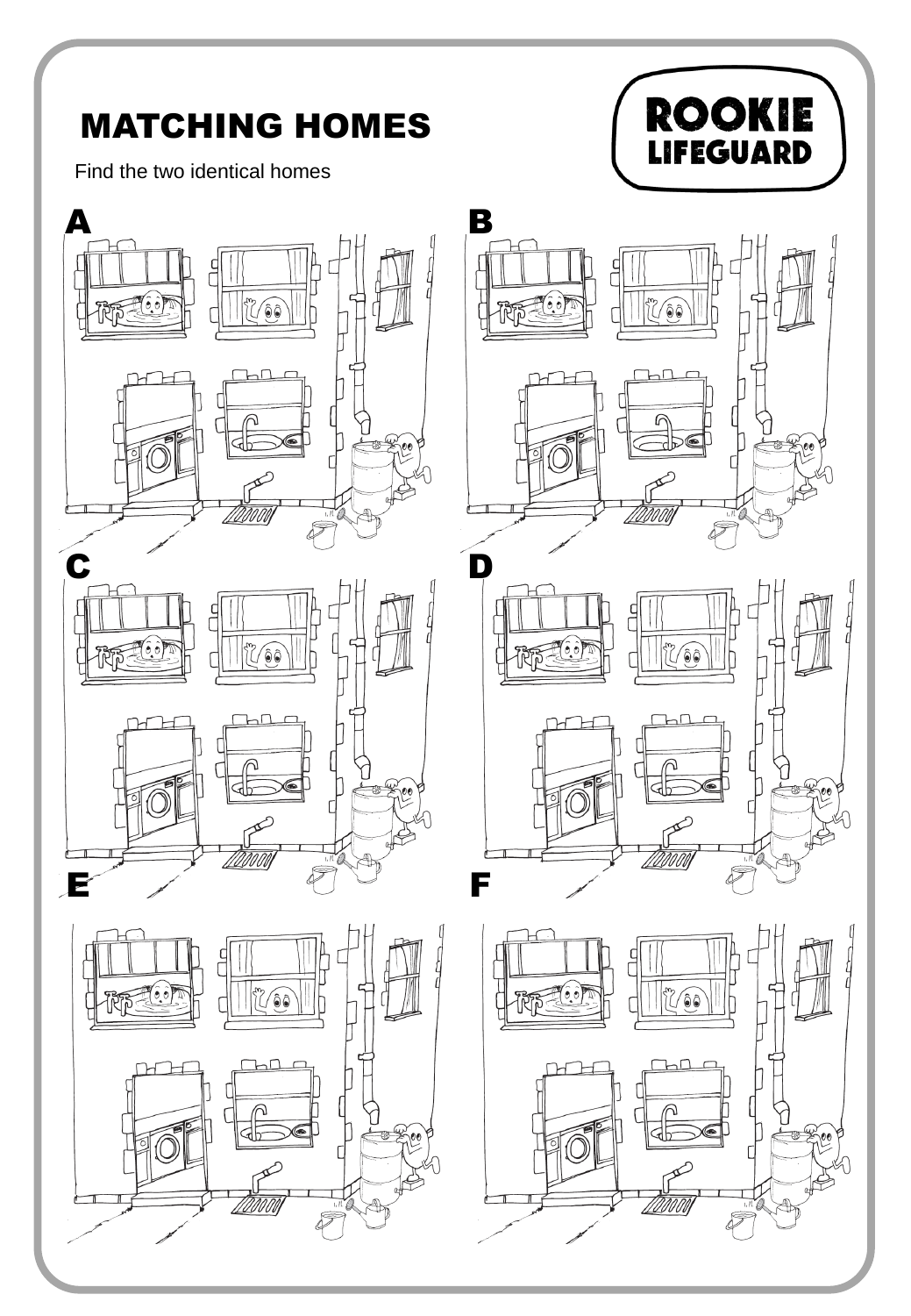# MATCHING HOMES

ROOKIE LIFEGUARD

Find the two identical homes

A

B

C

D

E

F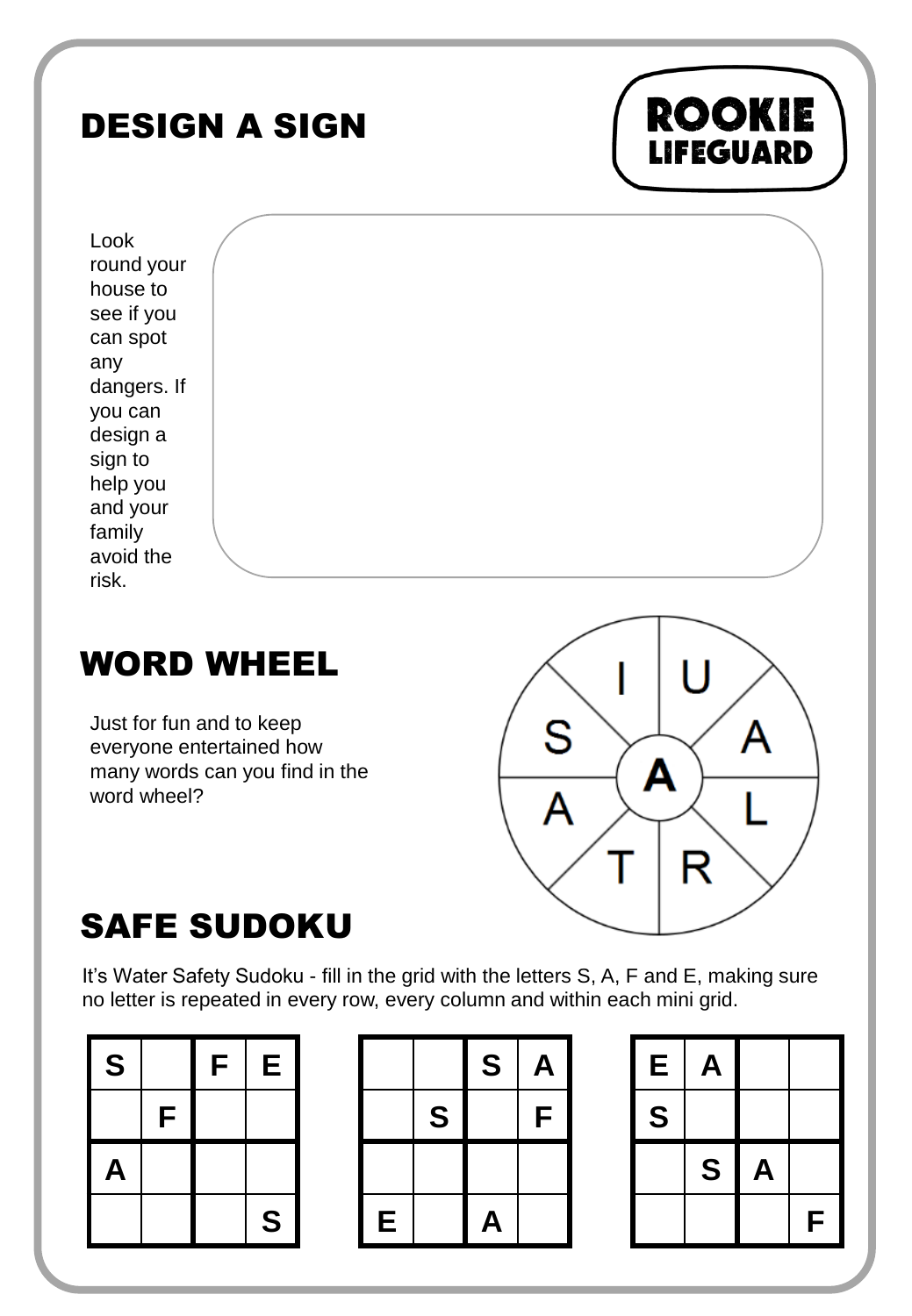# DESIGN A SIGN

ROOKIE LIFEGUARD

Look round your house to see if you can spot any dangers. If you can design a sign to help you and your family avoid the risk.

# WORD WHEEL

Just for fun and to keep everyone entertained how many words can you find in the word wheel?

I U A L R T A S (centre: A)

# SAFE SUDOKU

It's Water Safety Sudoku - fill in the grid with the letters S, A, F and E, making sure no letter is repeated in every row, every column and within each mini grid.

| S |  | F | E |
|---|---|---|---|
|  | F |  |  |
| A |  |  |  |
|  |  |  | S |

|  |  | S | A |
|---|---|---|---|
|  | S |  | F |
|  |  |  |  |
| E |  | A |  |

| E | A |  |  |
|---|---|---|---|
| S |  |  |  |
|  | S | A |  |
|  |  |  | F |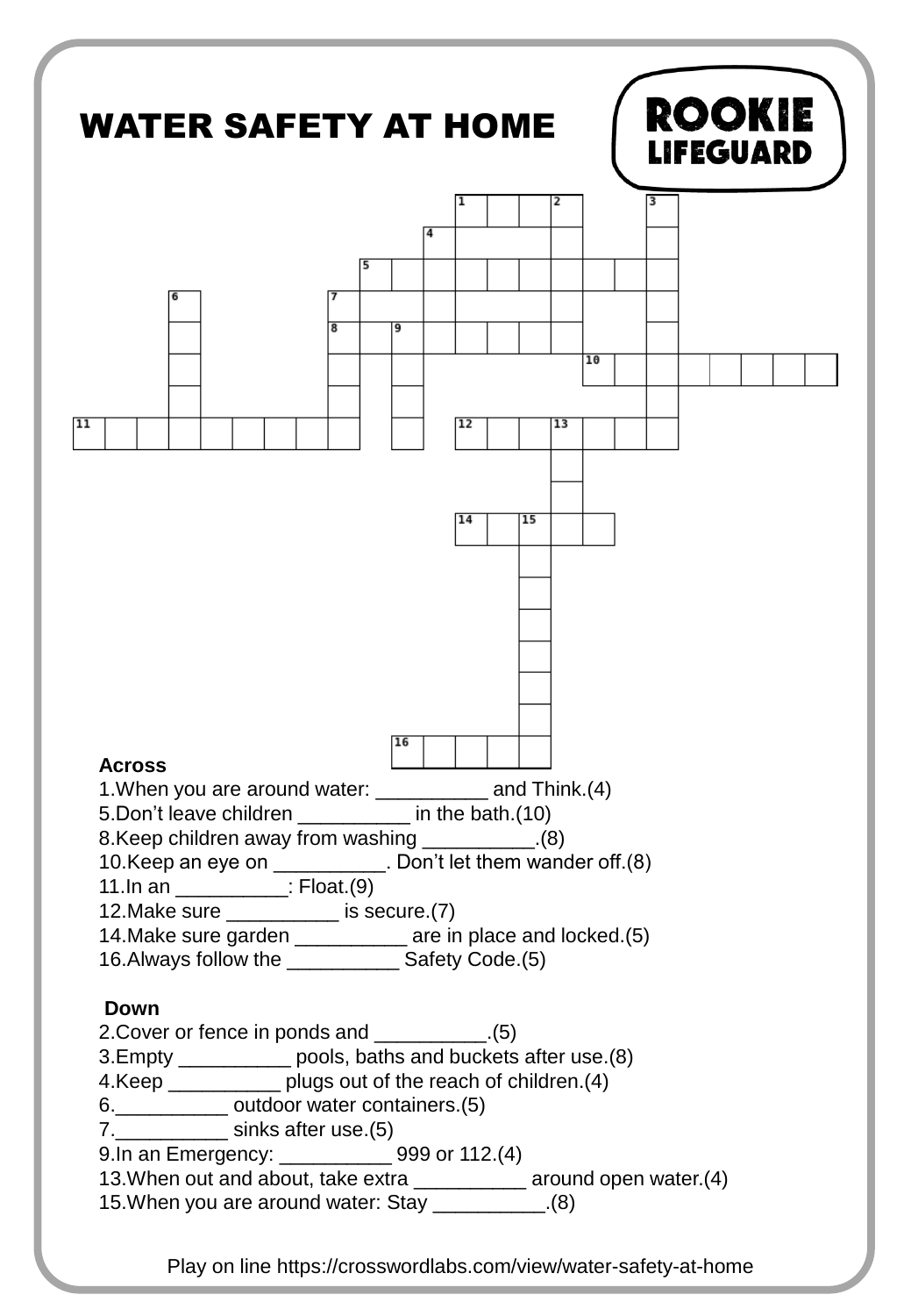# WATER SAFETY AT HOME

ROOKIE LIFEGUARD

**Across**

1.When you are around water: __________ and Think.(4)
5.Don't leave children __________ in the bath.(10)
8.Keep children away from washing __________.(8)
10.Keep an eye on __________. Don't let them wander off.(8)
11.In an __________: Float.(9)
12.Make sure __________ is secure.(7)
14.Make sure garden __________ are in place and locked.(5)
16.Always follow the __________ Safety Code.(5)

**Down**

2.Cover or fence in ponds and __________.(5)
3.Empty __________ pools, baths and buckets after use.(8)
4.Keep __________ plugs out of the reach of children.(4)
6.__________ outdoor water containers.(5)
7.__________ sinks after use.(5)
9.In an Emergency: __________ 999 or 112.(4)
13.When out and about, take extra __________ around open water.(4)
15.When you are around water: Stay __________.(8)

Play on line https://crosswordlabs.com/view/water-safety-at-home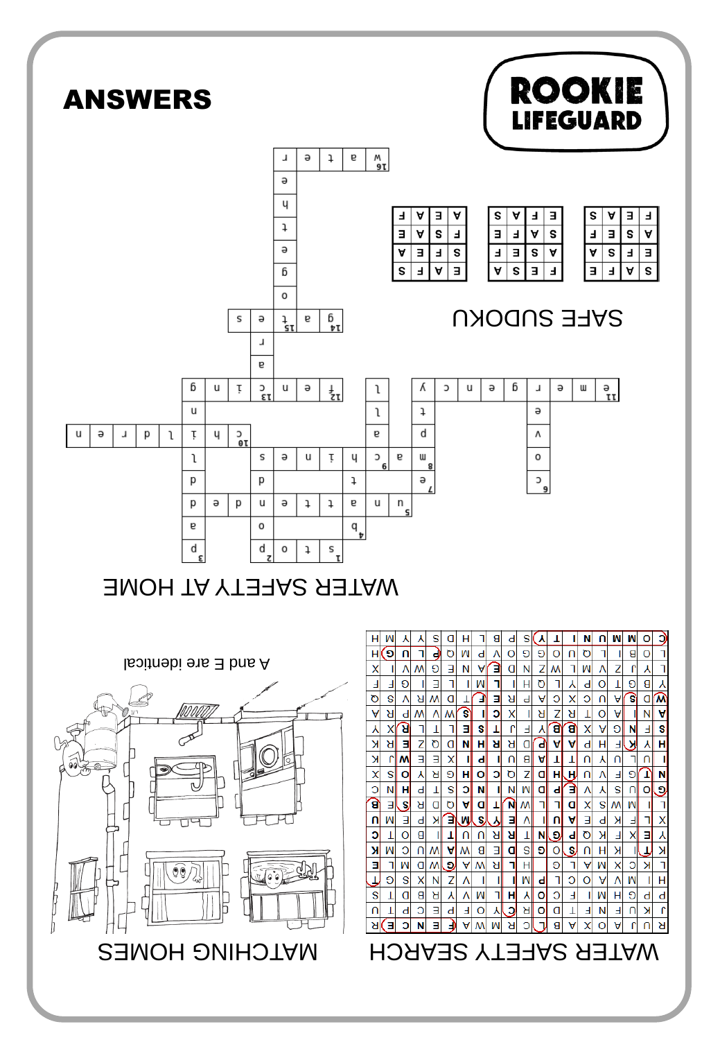# ANSWERS

ROOKIE LIFEGUARD

## SAFE SUDOKU

| | | | |
|---|---|---|---|
| S | A | F | E |
| E | F | S | A |
| A | E | S | F |
| F | S | A | E |

| | | | |
|---|---|---|---|
| S | A | E | F |
| F | E | S | A |
| A | S | F | E |
| E | F | A | S |

| | | | |
|---|---|---|---|
| F | A | S | E |
| S | E | F | A |
| E | F | A | S |
| A | S | E | F |

## WATER SAFETY AT HOME

1 stop
2 pool
3 paddling pool
4 bath
5 unattended
6 watch
7 eat
8 mud
9 covers
10 children
11 emergency
12 fence
13 cinema
14 gates
15 gate
16 water

## MATCHING HOMES

A and E are identical

## WATER SAFETY SEARCH